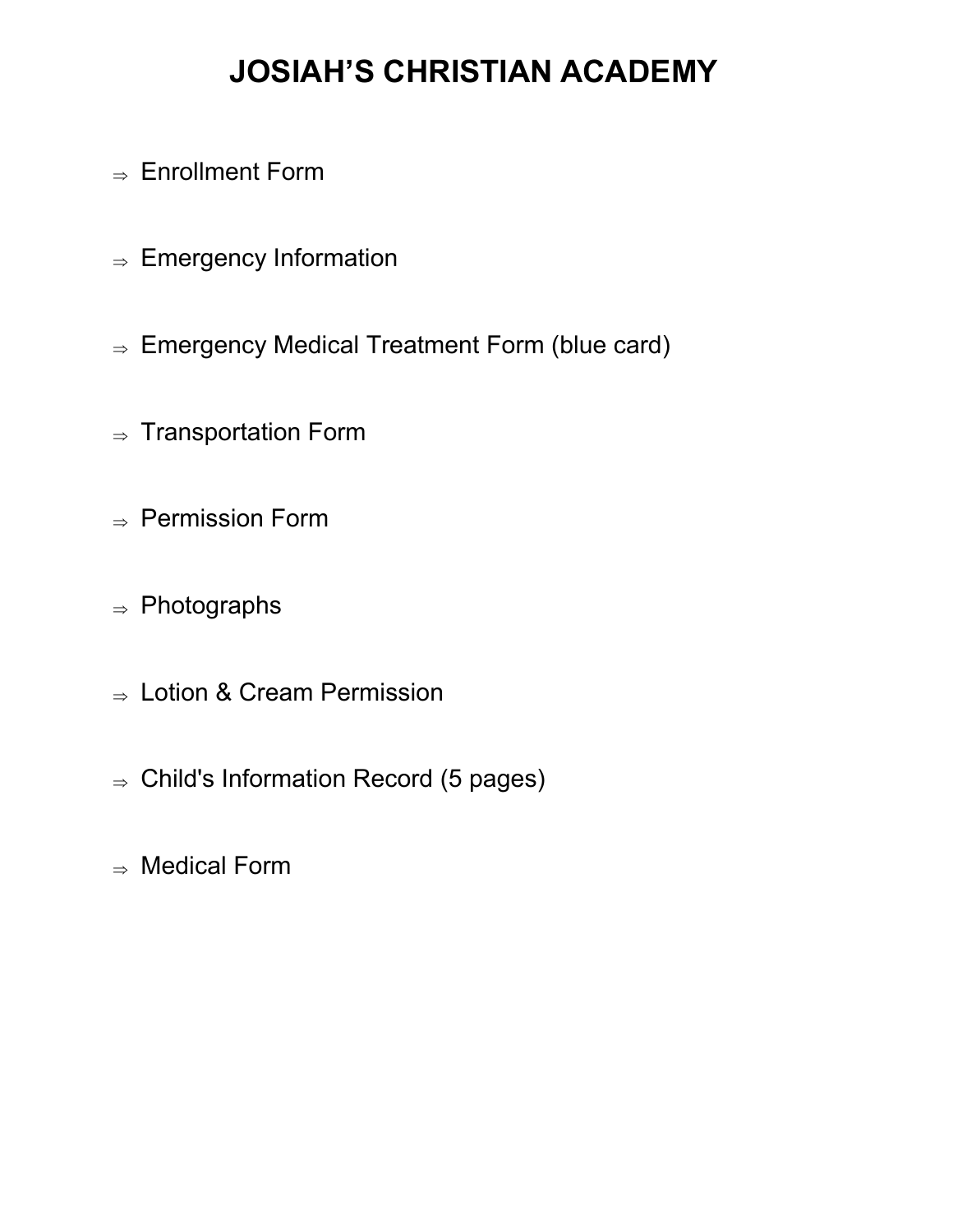# JOSIAH'S CHRISTIAN ACADEMY

- ⇒ Enrollment Form
- ⇒ Emergency Information
- ⇒ Emergency Medical Treatment Form (blue card)
- ⇒ Transportation Form
- ⇒ Permission Form
- ⇒ Photographs
- ⇒ Lotion & Cream Permission
- ⇒ Child's Information Record (5 pages)
- ⇒ Medical Form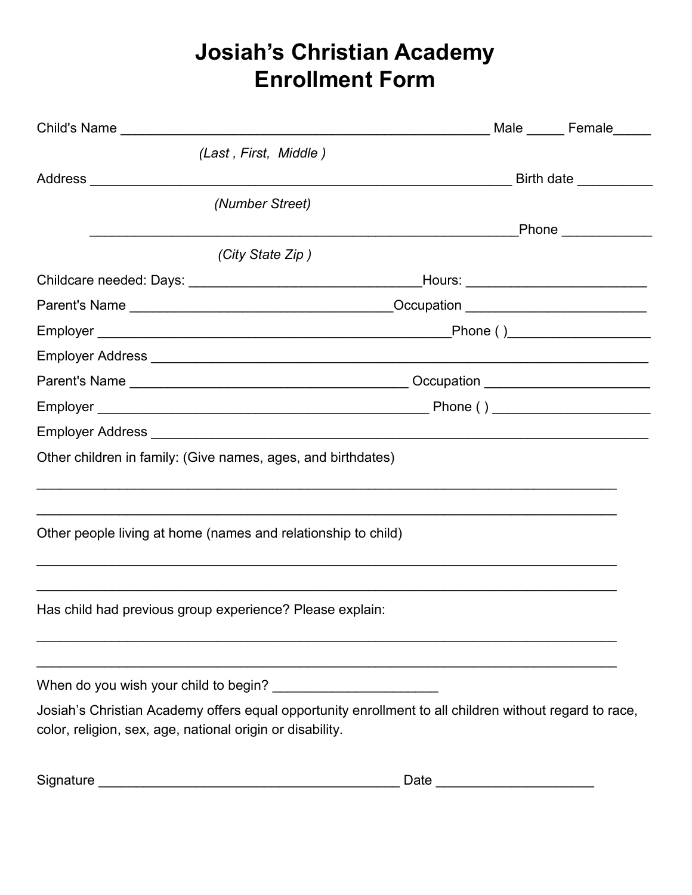# Josiah's Christian Academy
# Enrollment Form

Child's Name __________________________________________________ Male _____ Female_____

*(Last , First, Middle )*

Address _________________________________________________________ Birth date __________

*(Number Street)*

__________________________________________________________Phone ____________

*(City State Zip )*

Childcare needed: Days: _______________________________Hours: ________________________

Parent's Name ___________________________________Occupation ________________________

Employer ________________________________________________Phone ( )___________________

Employer Address __________________________________________________________________

Parent's Name _____________________________________ Occupation ______________________

Employer ____________________________________________ Phone ( ) ______________________

Employer Address __________________________________________________________________

Other children in family: (Give names, ages, and birthdates)

______________________________________________________________________________

______________________________________________________________________________

Other people living at home (names and relationship to child)

______________________________________________________________________________

______________________________________________________________________________

Has child had previous group experience? Please explain:

______________________________________________________________________________

______________________________________________________________________________

When do you wish your child to begin? ______________________

Josiah's Christian Academy offers equal opportunity enrollment to all children without regard to race, color, religion, sex, age, national origin or disability.

Signature _________________________________________ Date _____________________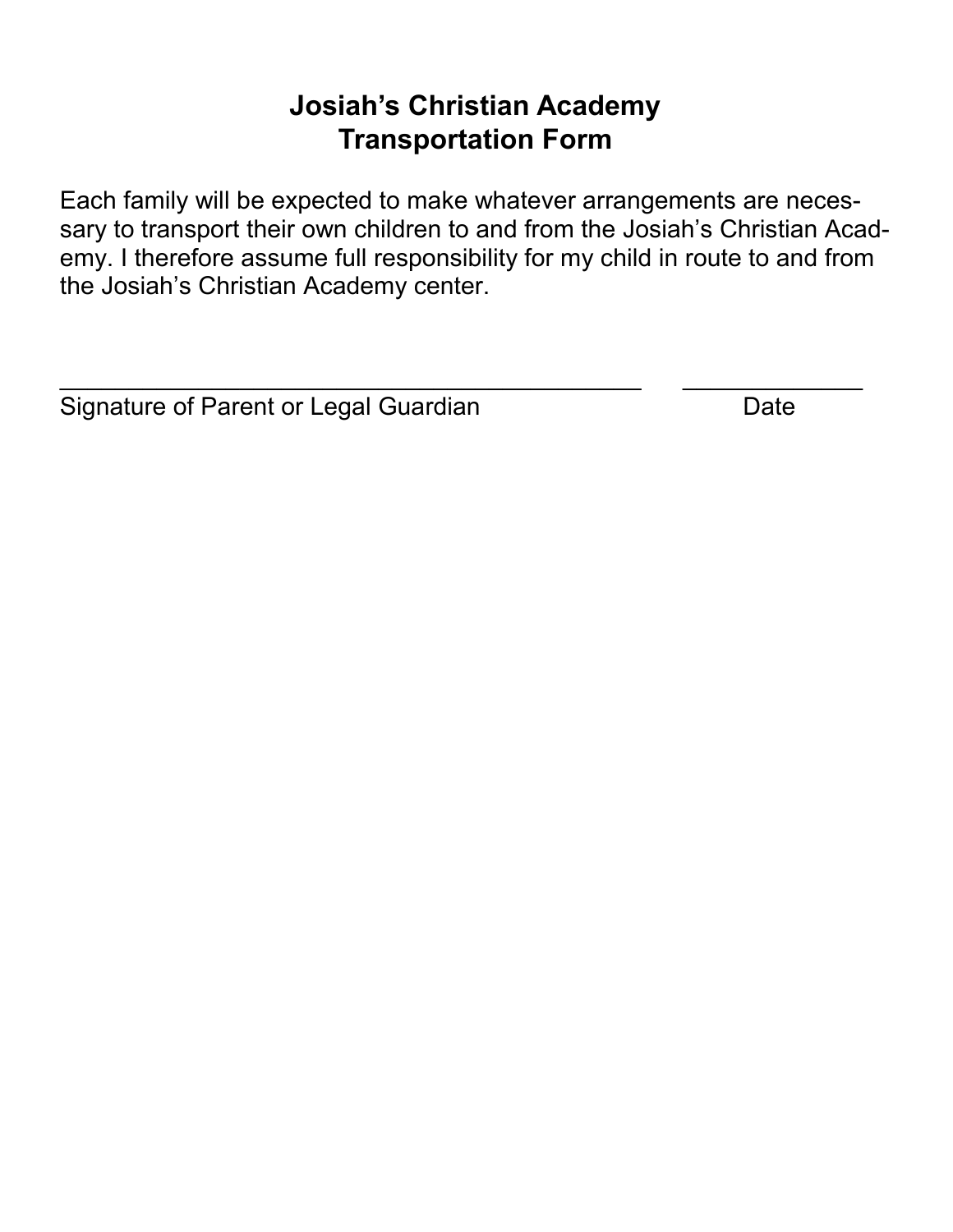# Josiah's Christian Academy
# Transportation Form

Each family will be expected to make whatever arrangements are necessary to transport their own children to and from the Josiah's Christian Academy. I therefore assume full responsibility for my child in route to and from the Josiah's Christian Academy center.

\_\_\_\_\_\_\_\_\_\_\_\_\_\_\_\_\_\_\_\_\_\_\_\_\_\_\_\_\_\_\_\_\_\_\_\_\_\_\_\_ \_\_\_\_\_\_\_\_\_\_\_\_\_\_

Signature of Parent or Legal Guardian Date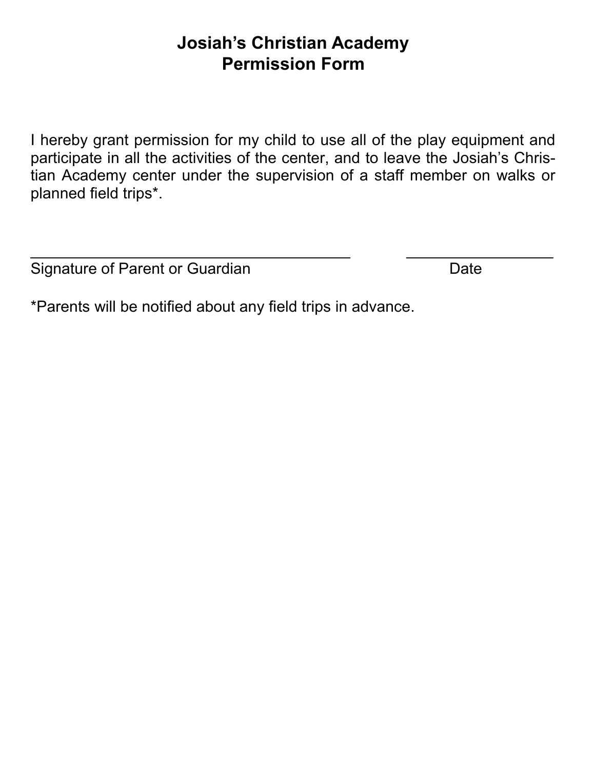# Josiah's Christian Academy
# Permission Form

I hereby grant permission for my child to use all of the play equipment and participate in all the activities of the center, and to leave the Josiah's Christian Academy center under the supervision of a staff member on walks or planned field trips*.

\_\_\_\_\_\_\_\_\_\_\_\_\_\_\_\_\_\_\_\_\_\_\_\_\_\_\_\_\_\_\_\_\_\_\_\_\_\_\_\_ \_\_\_\_\_\_\_\_\_\_\_\_\_\_\_\_\_\_\_\_

Signature of Parent or Guardian Date

*Parents will be notified about any field trips in advance.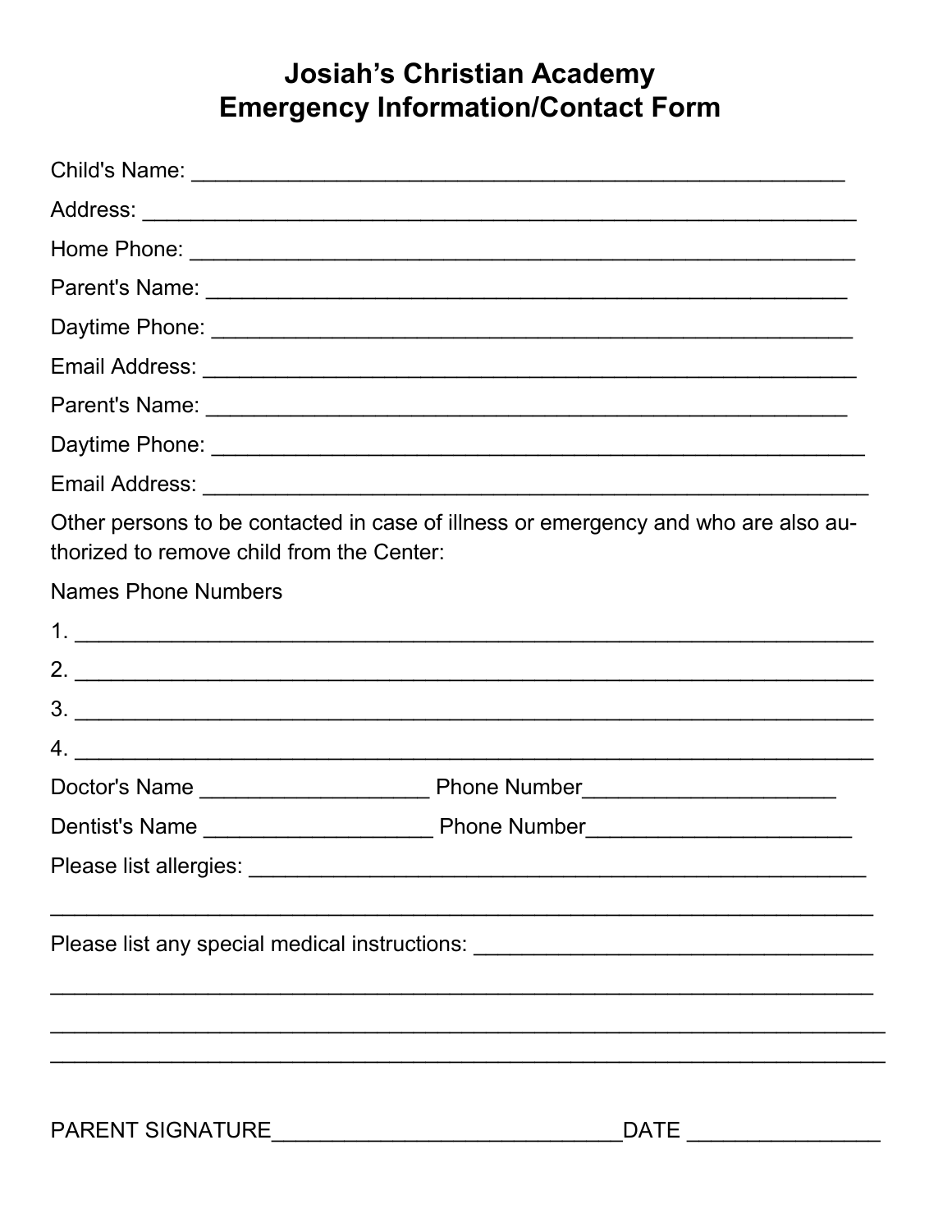# Josiah's Christian Academy
# Emergency Information/Contact Form

Child's Name: ____________________________________________________

Address: ________________________________________________________

Home Phone: _____________________________________________________

Parent's Name: ___________________________________________________

Daytime Phone: ___________________________________________________

Email Address: ____________________________________________________

Parent's Name: ___________________________________________________

Daytime Phone: ____________________________________________________

Email Address: _____________________________________________________

Other persons to be contacted in case of illness or emergency and who are also authorized to remove child from the Center:

Names Phone Numbers

1. _________________________________________________________________

2. _________________________________________________________________

3. _________________________________________________________________

4. _________________________________________________________________

Doctor's Name ___________________ Phone Number_____________________

Dentist's Name ___________________ Phone Number_____________________

Please list allergies: _____________________________________________

_____________________________________________________________________

Please list any special medical instructions: ______________________________

_____________________________________________________________________

_____________________________________________________________________

_____________________________________________________________________

PARENT SIGNATURE____________________________DATE _______________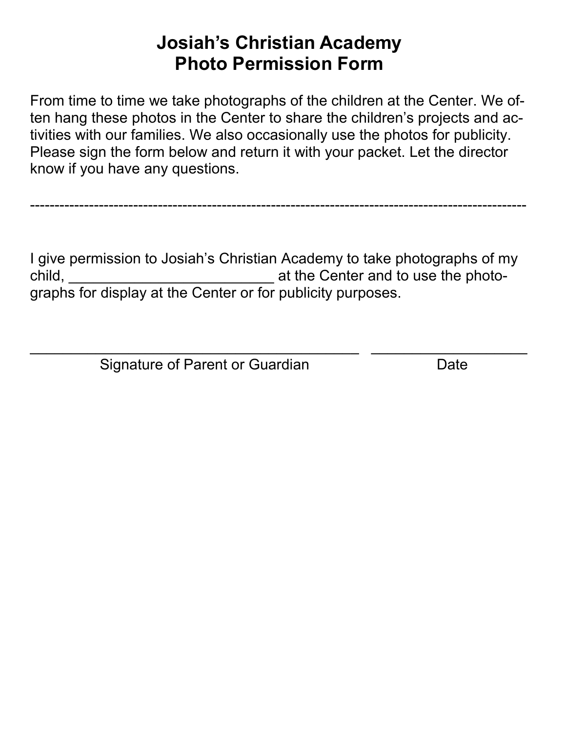# Josiah's Christian Academy
# Photo Permission Form

From time to time we take photographs of the children at the Center. We often hang these photos in the Center to share the children's projects and activities with our families. We also occasionally use the photos for publicity. Please sign the form below and return it with your packet. Let the director know if you have any questions.

---

I give permission to Josiah's Christian Academy to take photographs of my child, _________________________ at the Center and to use the photographs for display at the Center or for publicity purposes.

_________________________________________ ____________________

Signature of Parent or Guardian Date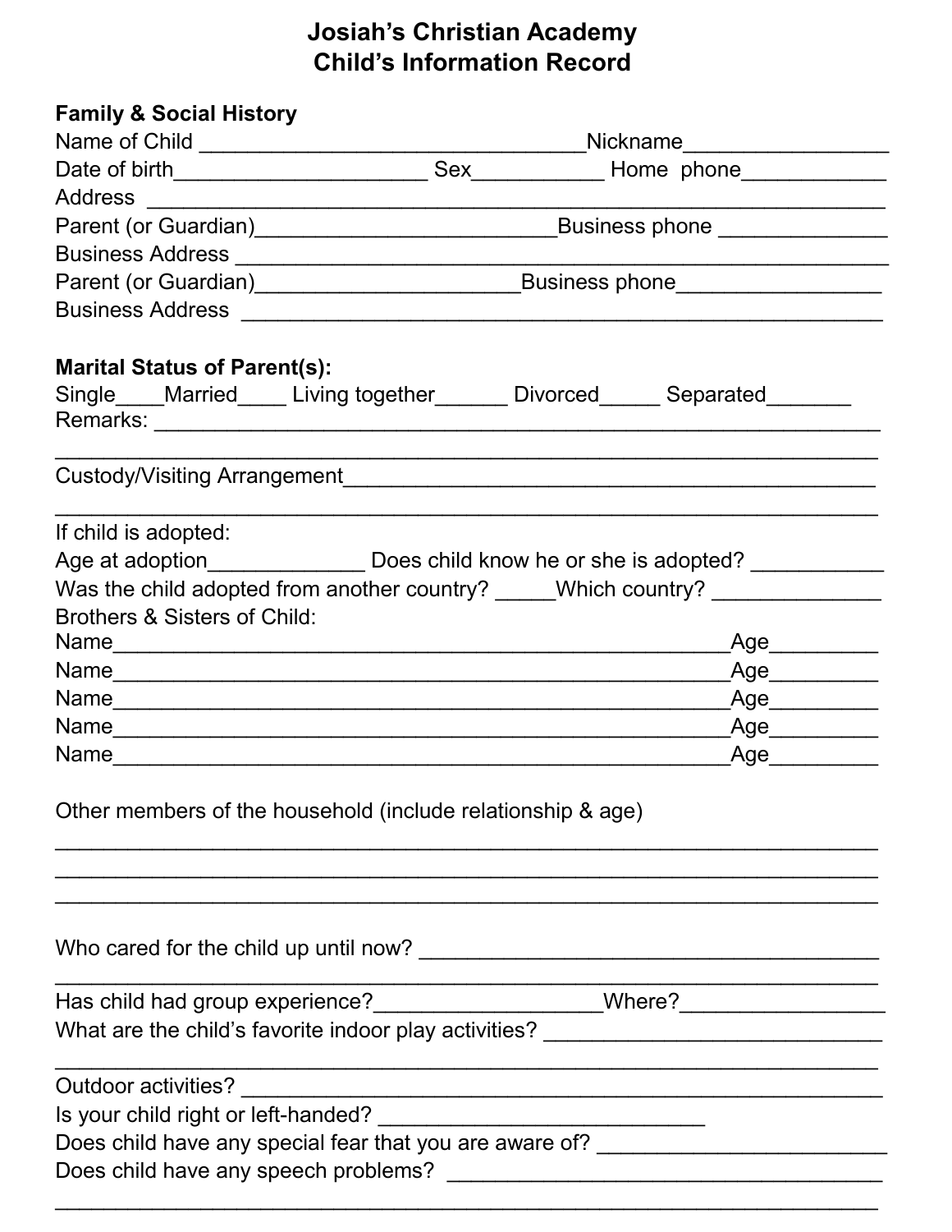# Josiah's Christian Academy
## Child's Information Record

**Family & Social History**

Name of Child ________________________________Nickname________________

Date of birth_____________________ Sex___________ Home phone____________

Address ____________________________________________________________

Parent (or Guardian)_________________________Business phone ______________

Business Address ______________________________________________________

Parent (or Guardian)______________________Business phone_________________

Business Address ______________________________________________________

**Marital Status of Parent(s):**

Single____Married____ Living together______ Divorced_____ Separated_______

Remarks: ___________________________________________________________

___________________________________________________________________

Custody/Visiting Arrangement____________________________________________

___________________________________________________________________

If child is adopted:

Age at adoption_____________ Does child know he or she is adopted? ___________

Was the child adopted from another country? _____Which country? ______________

Brothers & Sisters of Child:

Name________________________________________________Age_________

Name________________________________________________Age_________

Name________________________________________________Age_________

Name________________________________________________Age_________

Name________________________________________________Age_________

Other members of the household (include relationship & age)

___________________________________________________________________

___________________________________________________________________

___________________________________________________________________

Who cared for the child up until now? _______________________________________

___________________________________________________________________

Has child had group experience?___________________Where?_________________

What are the child's favorite indoor play activities? ____________________________

___________________________________________________________________

Outdoor activities? ____________________________________________________

Is your child right or left-handed? ____________________________

Does child have any special fear that you are aware of? _________________________

Does child have any speech problems? ______________________________________

___________________________________________________________________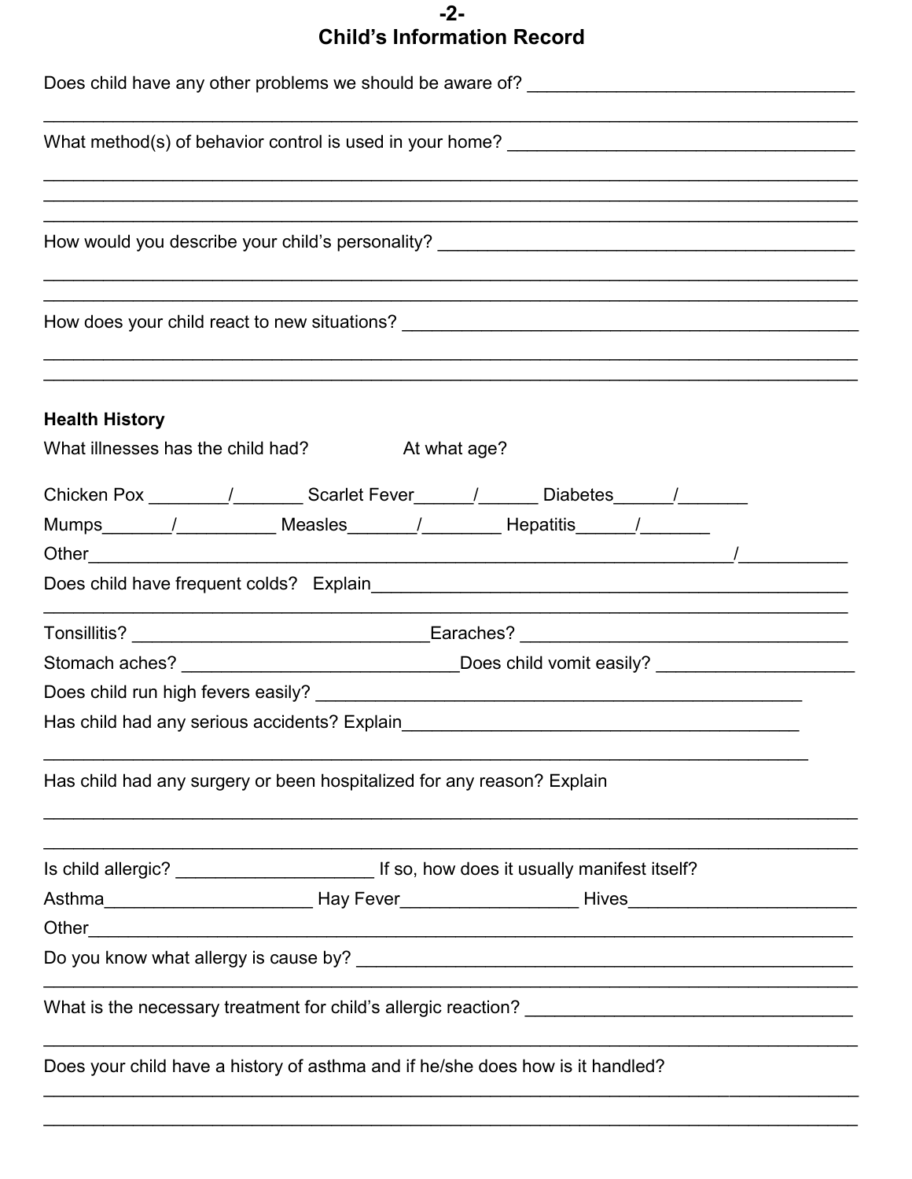# Child's Information Record

Does child have any other problems we should be aware of? ________________________________

_____________________________________________________________________________

What method(s) of behavior control is used in your home? ________________________________

_____________________________________________________________________________

_____________________________________________________________________________

_____________________________________________________________________________

How would you describe your child's personality? ______________________________________

_____________________________________________________________________________

_____________________________________________________________________________

How does your child react to new situations? _________________________________________

_____________________________________________________________________________

_____________________________________________________________________________

**Health History**

What illnesses has the child had? At what age?

Chicken Pox ________/_______ Scarlet Fever______/______ Diabetes______/_______

Mumps_______/__________ Measles_______/________ Hepatitis______/_______

Other_______________________________________________________________/___________

Does child have frequent colds? Explain_______________________________________________

_____________________________________________________________________________

Tonsillitis? ______________________________Earaches? ________________________________

Stomach aches? ____________________________Does child vomit easily? ____________________

Does child run high fevers easily? __________________________________________________

Has child had any serious accidents? Explain_________________________________________

_____________________________________________________________________________

Has child had any surgery or been hospitalized for any reason? Explain

_____________________________________________________________________________

_____________________________________________________________________________

Is child allergic? ___________________ If so, how does it usually manifest itself?

Asthma____________________ Hay Fever_________________ Hives_______________________

Other________________________________________________________________________

Do you know what allergy is cause by? ______________________________________________

_____________________________________________________________________________

What is the necessary treatment for child's allergic reaction? ________________________________

_____________________________________________________________________________

Does your child have a history of asthma and if he/she does how is it handled?

_____________________________________________________________________________

_____________________________________________________________________________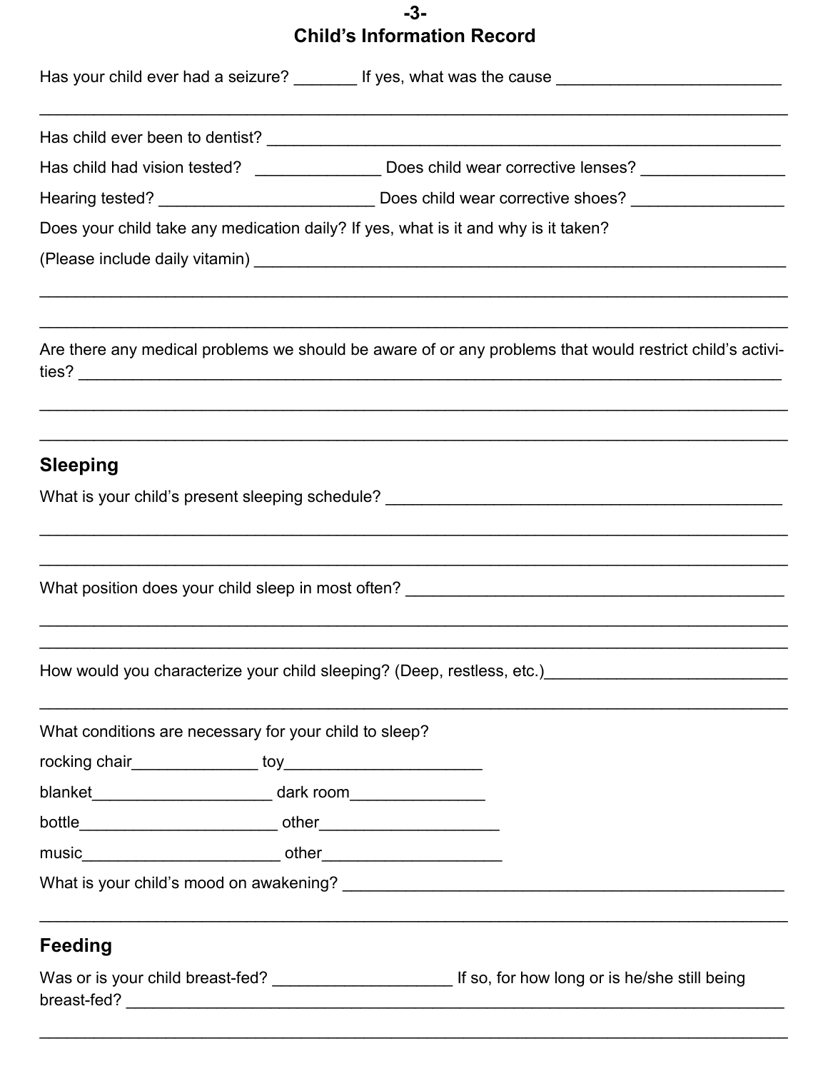# Child's Information Record

Has your child ever had a seizure? _______ If yes, what was the cause _________________________

_____________________________________________________________________________________

Has child ever been to dentist? _________________________________________________________

Has child had vision tested? ______________ Does child wear corrective lenses? ________________

Hearing tested? ________________________ Does child wear corrective shoes? _________________

Does your child take any medication daily? If yes, what is it and why is it taken?

(Please include daily vitamin) ___________________________________________________________

_____________________________________________________________________________________

_____________________________________________________________________________________

Are there any medical problems we should be aware of or any problems that would restrict child's activities? ____________________________________________________________________________

_____________________________________________________________________________________

_____________________________________________________________________________________

## Sleeping

What is your child's present sleeping schedule? _____________________________________________

_____________________________________________________________________________________

_____________________________________________________________________________________

What position does your child sleep in most often? __________________________________________

_____________________________________________________________________________________

_____________________________________________________________________________________

How would you characterize your child sleeping? (Deep, restless, etc.)___________________________

_____________________________________________________________________________________

What conditions are necessary for your child to sleep?

rocking chair______________ toy_____________________

blanket____________________ dark room_______________

bottle______________________ other___________________

music______________________ other___________________

What is your child's mood on awakening? __________________________________________________

_____________________________________________________________________________________

## Feeding

Was or is your child breast-fed? ____________________ If so, for how long or is he/she still being breast-fed? ___________________________________________________________________________

_____________________________________________________________________________________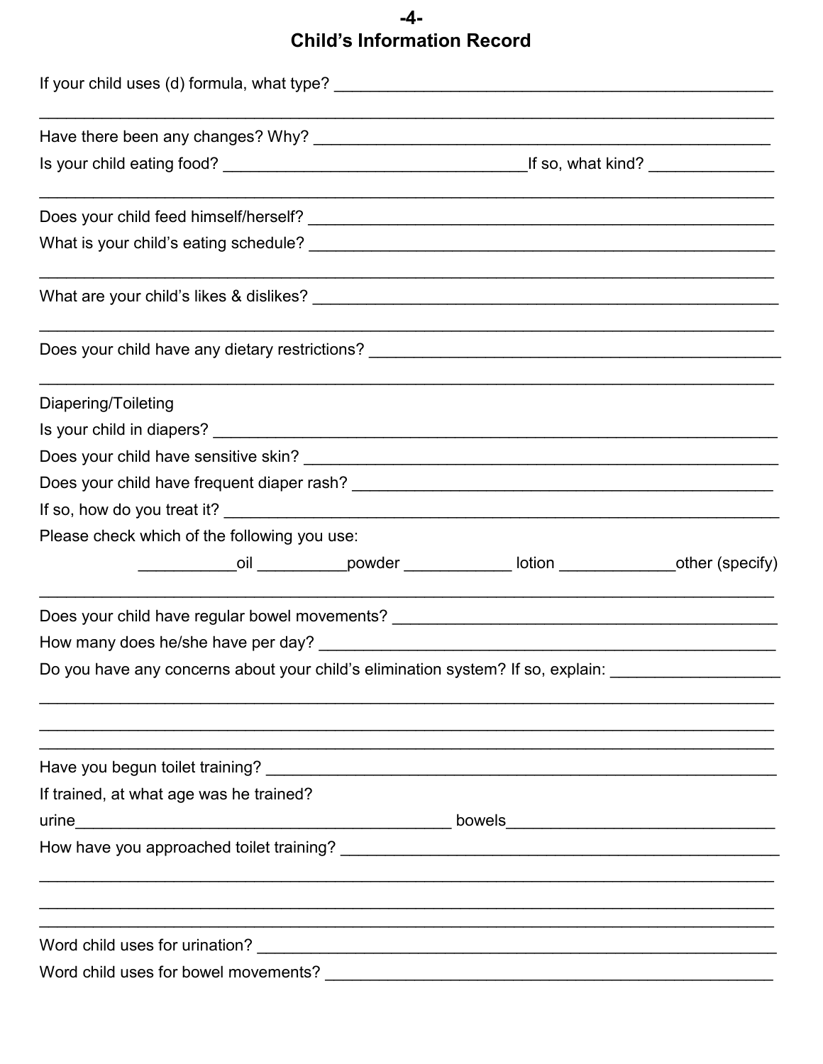## Child's Information Record

If your child uses (d) formula, what type? ___________________________________________________

_____________________________________________________________________________________

Have there been any changes? Why? ____________________________________________________

Is your child eating food? __________________________________If so, what kind? _____________

_____________________________________________________________________________________

Does your child feed himself/herself? ____________________________________________________

What is your child's eating schedule? ____________________________________________________

_____________________________________________________________________________________

What are your child's likes & dislikes? ___________________________________________________

_____________________________________________________________________________________

Does your child have any dietary restrictions? _____________________________________________

_____________________________________________________________________________________

Diapering/Toileting

Is your child in diapers? ______________________________________________________________

Does your child have sensitive skin? ____________________________________________________

Does your child have frequent diaper rash? _______________________________________________

If so, how do you treat it? _____________________________________________________________

Please check which of the following you use:

___________oil __________powder ____________ lotion _____________other (specify)

_____________________________________________________________________________________

Does your child have regular bowel movements? __________________________________________

How many does he/she have per day? ___________________________________________________

Do you have any concerns about your child's elimination system? If so, explain: _________________

_____________________________________________________________________________________

_____________________________________________________________________________________

_____________________________________________________________________________________

Have you begun toilet training? ________________________________________________________

If trained, at what age was he trained?

urine__________________________________________ bowels______________________________

How have you approached toilet training? ________________________________________________

_____________________________________________________________________________________

_____________________________________________________________________________________

_____________________________________________________________________________________

Word child uses for urination? _________________________________________________________

Word child uses for bowel movements? __________________________________________________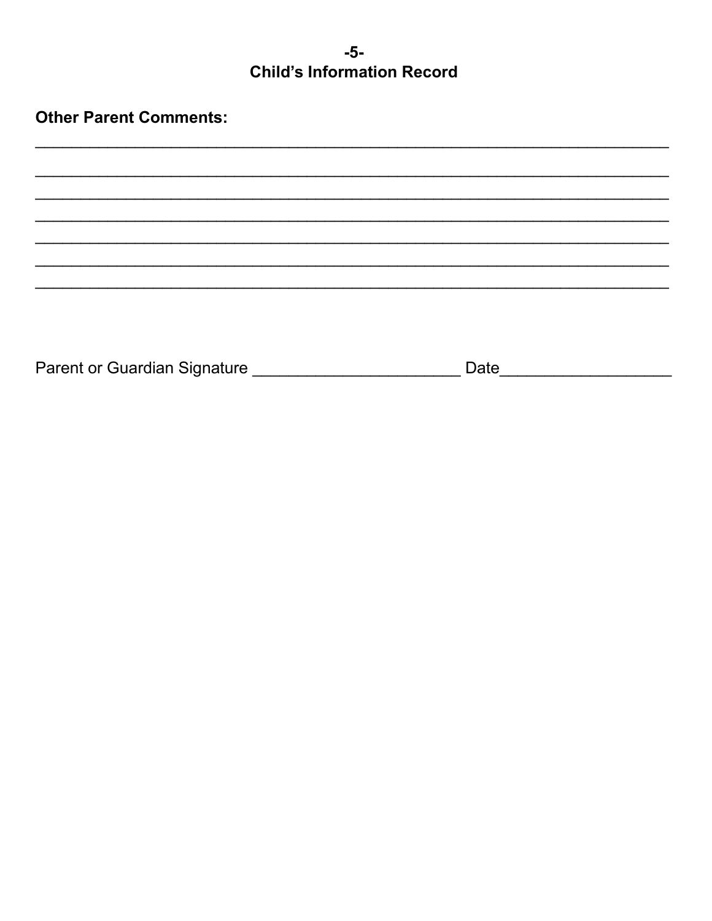## Child's Information Record

**Other Parent Comments:**

_______________________________________________________________________

_______________________________________________________________________

_______________________________________________________________________

_______________________________________________________________________

_______________________________________________________________________

_______________________________________________________________________

_______________________________________________________________________

Parent or Guardian Signature _______________________ Date___________________